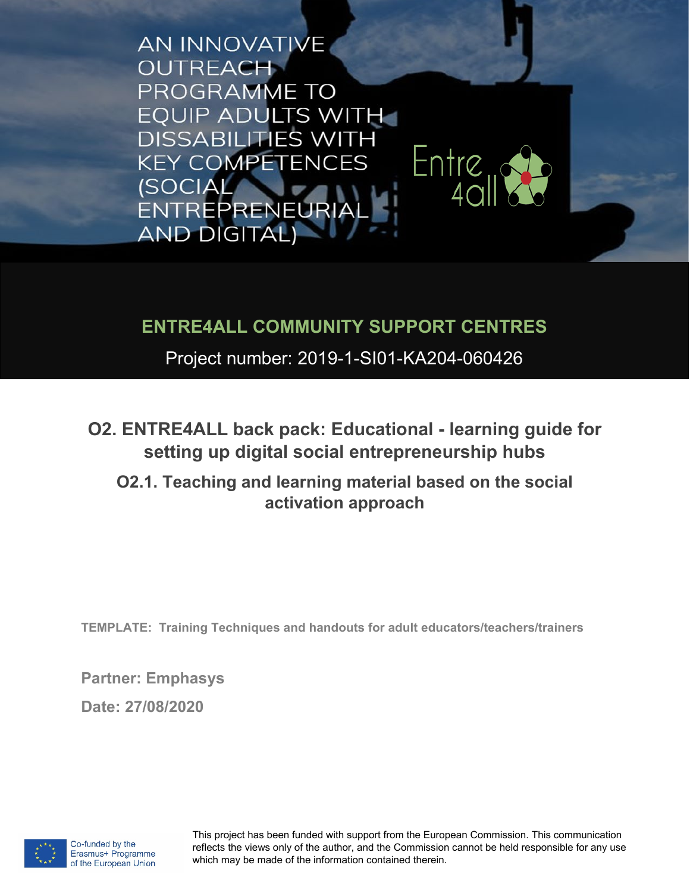AN INNOVATIVE OUTREACH PROGRAMME TO EQUIP ADULTS WITH DISSABILITIES WITH KEY COMPETENCES (SOCIAL ENTREPRENEURIAL AND DIGITAL)

Entre 4all

## ENTRE4ALL COMMUNITY SUPPORT CENTRES

Project number: 2019-1-SI01-KA204-060426

# O2. ENTRE4ALL back pack: Educational - learning guide for setting up digital social entrepreneurship hubs

## O2.1. Teaching and learning material based on the social activation approach

**TEMPLATE: Training Techniques and handouts for adult educators/teachers/trainers**

**Partner: Emphasys**

**Date: 27/08/2020**

Co-funded by the Erasmus+ Programme of the European Union

This project has been funded with support from the European Commission. This communication reflects the views only of the author, and the Commission cannot be held responsible for any use which may be made of the information contained therein.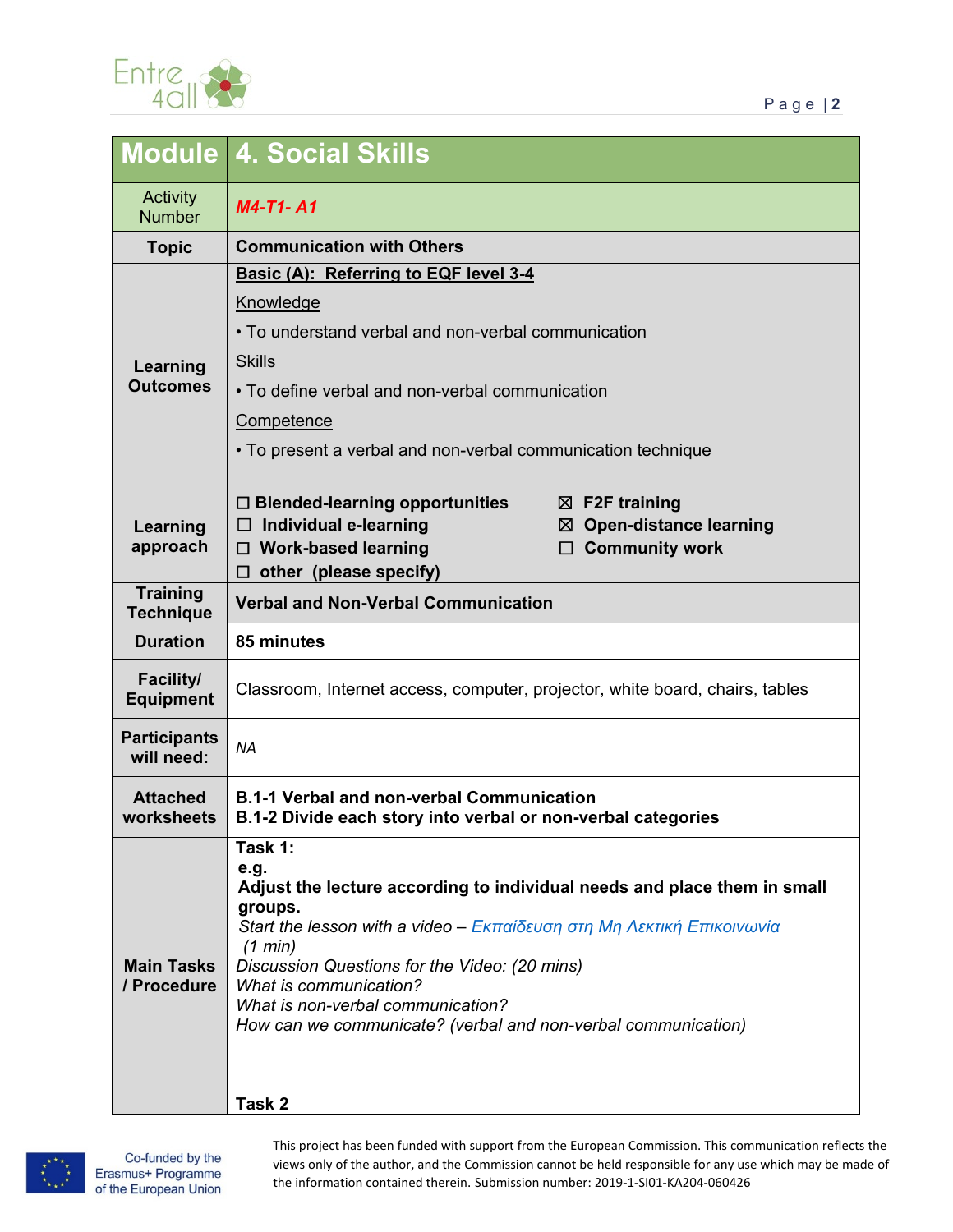| Module | 4. Social Skills |
|---|---|
| Activity Number | *M4-T1- A1* |
| Topic | **Communication with Others** |
| Learning Outcomes | **Basic (A): Referring to EQF level 3-4**<br>Knowledge<br>• To understand verbal and non-verbal communication<br>Skills<br>• To define verbal and non-verbal communication<br>Competence<br>• To present a verbal and non-verbal communication technique |
| Learning approach | ☐ **Blended-learning opportunities**<br>☐ **Individual e-learning**<br>☐ **Work-based learning**<br>☐ **other (please specify)**<br>☒ **F2F training**<br>☒ **Open-distance learning**<br>☐ **Community work** |
| Training Technique | **Verbal and Non-Verbal Communication** |
| Duration | **85 minutes** |
| Facility/ Equipment | Classroom, Internet access, computer, projector, white board, chairs, tables |
| Participants will need: | *NA* |
| Attached worksheets | **B.1-1 Verbal and non-verbal Communication**<br>**B.1-2 Divide each story into verbal or non-verbal categories** |
| Main Tasks / Procedure | **Task 1:**<br>**e.g.**<br>**Adjust the lecture according to individual needs and place them in small groups.**<br>*Start the lesson with a video – [Εκπαίδευση στη Μη Λεκτική Επικοινωνία](#) (1 min)*<br>*Discussion Questions for the Video: (20 mins)*<br>*What is communication?*<br>*What is non-verbal communication?*<br>*How can we communicate? (verbal and non-verbal communication)*<br><br>**Task 2** |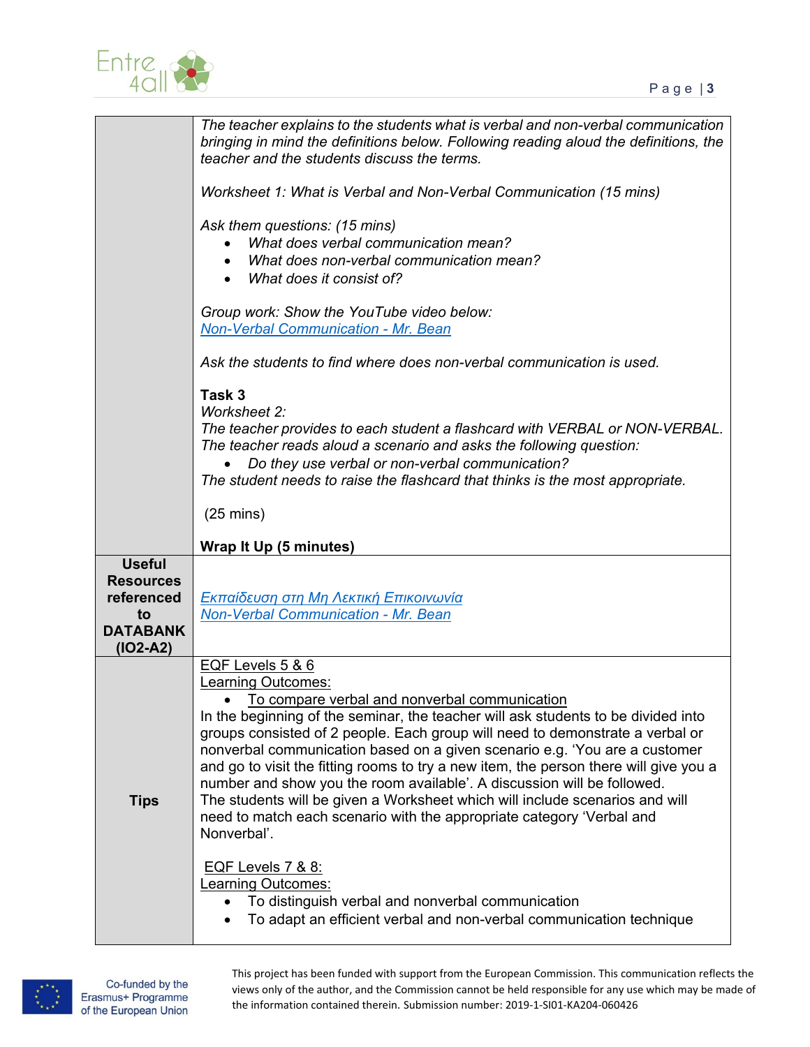| | |
|---|---|
| | *The teacher explains to the students what is verbal and non-verbal communication bringing in mind the definitions below. Following reading aloud the definitions, the teacher and the students discuss the terms.*<br><br>*Worksheet 1: What is Verbal and Non-Verbal Communication (15 mins)*<br><br>*Ask them questions: (15 mins)*<br>• *What does verbal communication mean?*<br>• *What does non-verbal communication mean?*<br>• *What does it consist of?*<br><br>*Group work: Show the YouTube video below:*<br>*Non-Verbal Communication - Mr. Bean*<br><br>*Ask the students to find where does non-verbal communication is used.*<br><br>**Task 3**<br>*Worksheet 2:*<br>*The teacher provides to each student a flashcard with VERBAL or NON-VERBAL. The teacher reads aloud a scenario and asks the following question:*<br>• *Do they use verbal or non-verbal communication?*<br>*The student needs to raise the flashcard that thinks is the most appropriate.*<br><br>(25 mins)<br><br>**Wrap It Up (5 minutes)** |
| **Useful Resources referenced to DATABANK (IO2-A2)** | *Εκπαίδευση στη Μη Λεκτική Επικοινωνία*<br>*Non-Verbal Communication - Mr. Bean* |
| **Tips** | EQF Levels 5 & 6<br>Learning Outcomes:<br>• To compare verbal and nonverbal communication<br>In the beginning of the seminar, the teacher will ask students to be divided into groups consisted of 2 people. Each group will need to demonstrate a verbal or nonverbal communication based on a given scenario e.g. 'You are a customer and go to visit the fitting rooms to try a new item, the person there will give you a number and show you the room available'. A discussion will be followed.<br>The students will be given a Worksheet which will include scenarios and will need to match each scenario with the appropriate category 'Verbal and Nonverbal'.<br><br>EQF Levels 7 & 8:<br>Learning Outcomes:<br>• To distinguish verbal and nonverbal communication<br>• To adapt an efficient verbal and non-verbal communication technique |

This project has been funded with support from the European Commission. This communication reflects the views only of the author, and the Commission cannot be held responsible for any use which may be made of the information contained therein. Submission number: 2019-1-SI01-KA204-060426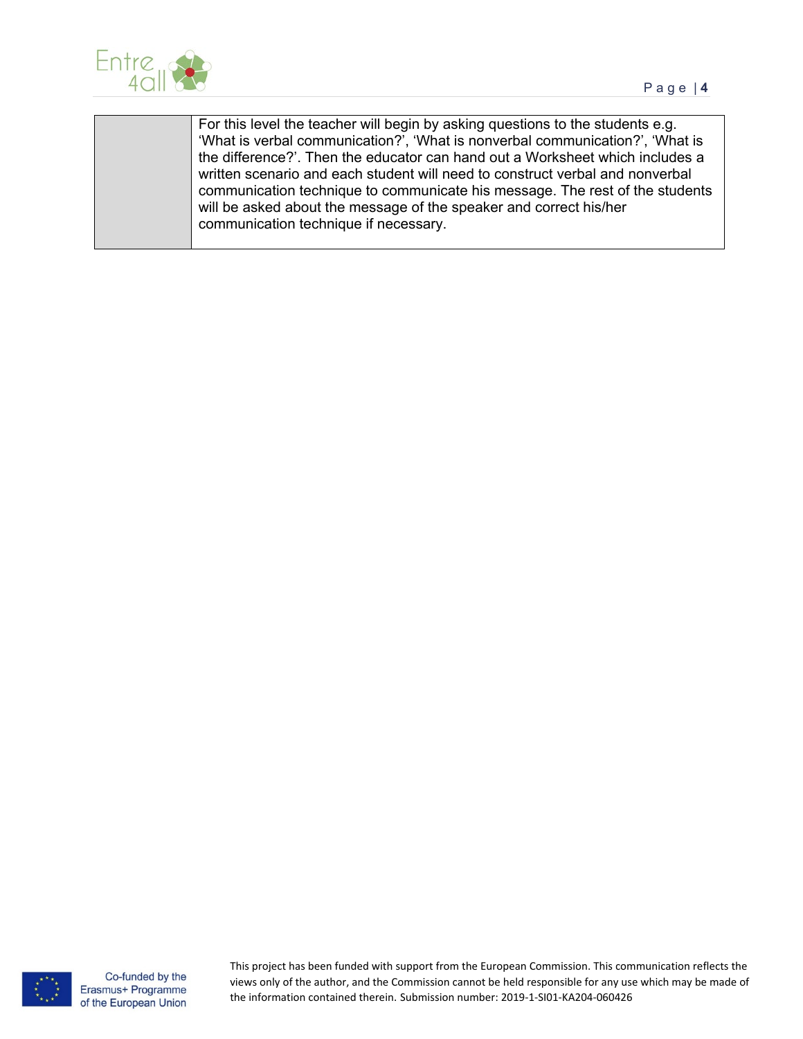| | |
|---|---|
| | For this level the teacher will begin by asking questions to the students e.g. 'What is verbal communication?', 'What is nonverbal communication?', 'What is the difference?'. Then the educator can hand out a Worksheet which includes a written scenario and each student will need to construct verbal and nonverbal communication technique to communicate his message. The rest of the students will be asked about the message of the speaker and correct his/her communication technique if necessary. |

Co-funded by the Erasmus+ Programme of the European Union

This project has been funded with support from the European Commission. This communication reflects the views only of the author, and the Commission cannot be held responsible for any use which may be made of the information contained therein. Submission number: 2019-1-SI01-KA204-060426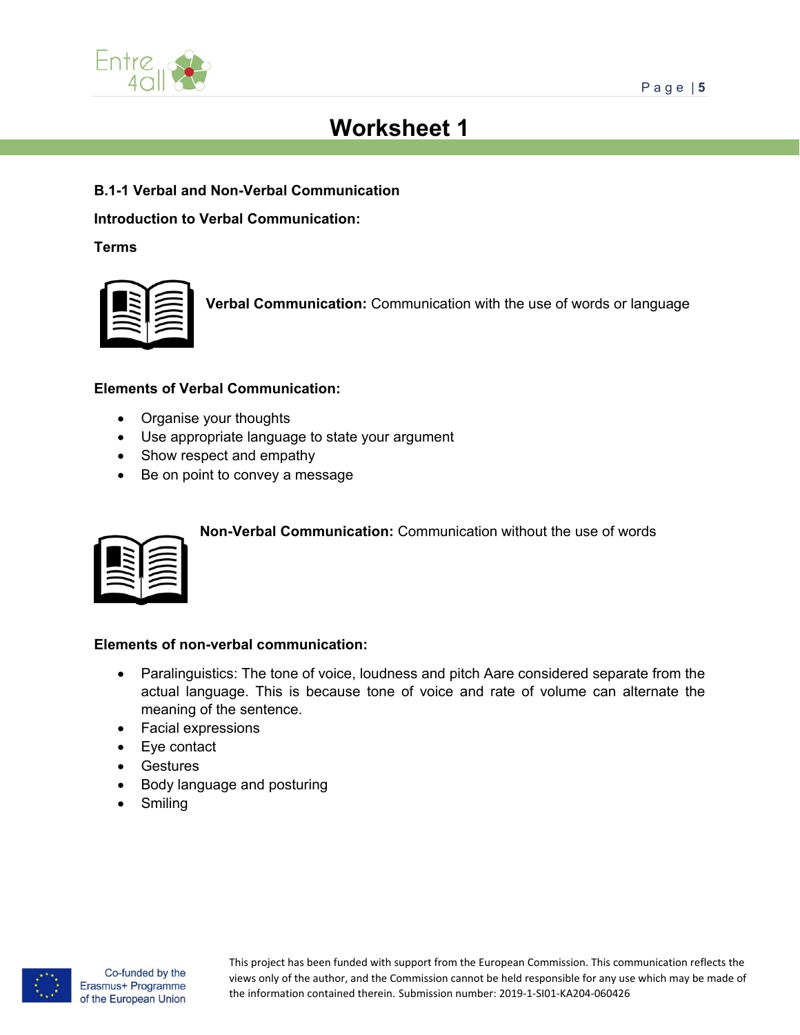# Worksheet 1

**B.1-1 Verbal and Non-Verbal Communication**

**Introduction to Verbal Communication:**

**Terms**

**Verbal Communication:** Communication with the use of words or language

**Elements of Verbal Communication:**

- Organise your thoughts
- Use appropriate language to state your argument
- Show respect and empathy
- Be on point to convey a message

**Non-Verbal Communication:** Communication without the use of words

**Elements of non-verbal communication:**

- Paralinguistics: The tone of voice, loudness and pitch Aare considered separate from the actual language. This is because tone of voice and rate of volume can alternate the meaning of the sentence.
- Facial expressions
- Eye contact
- Gestures
- Body language and posturing
- Smiling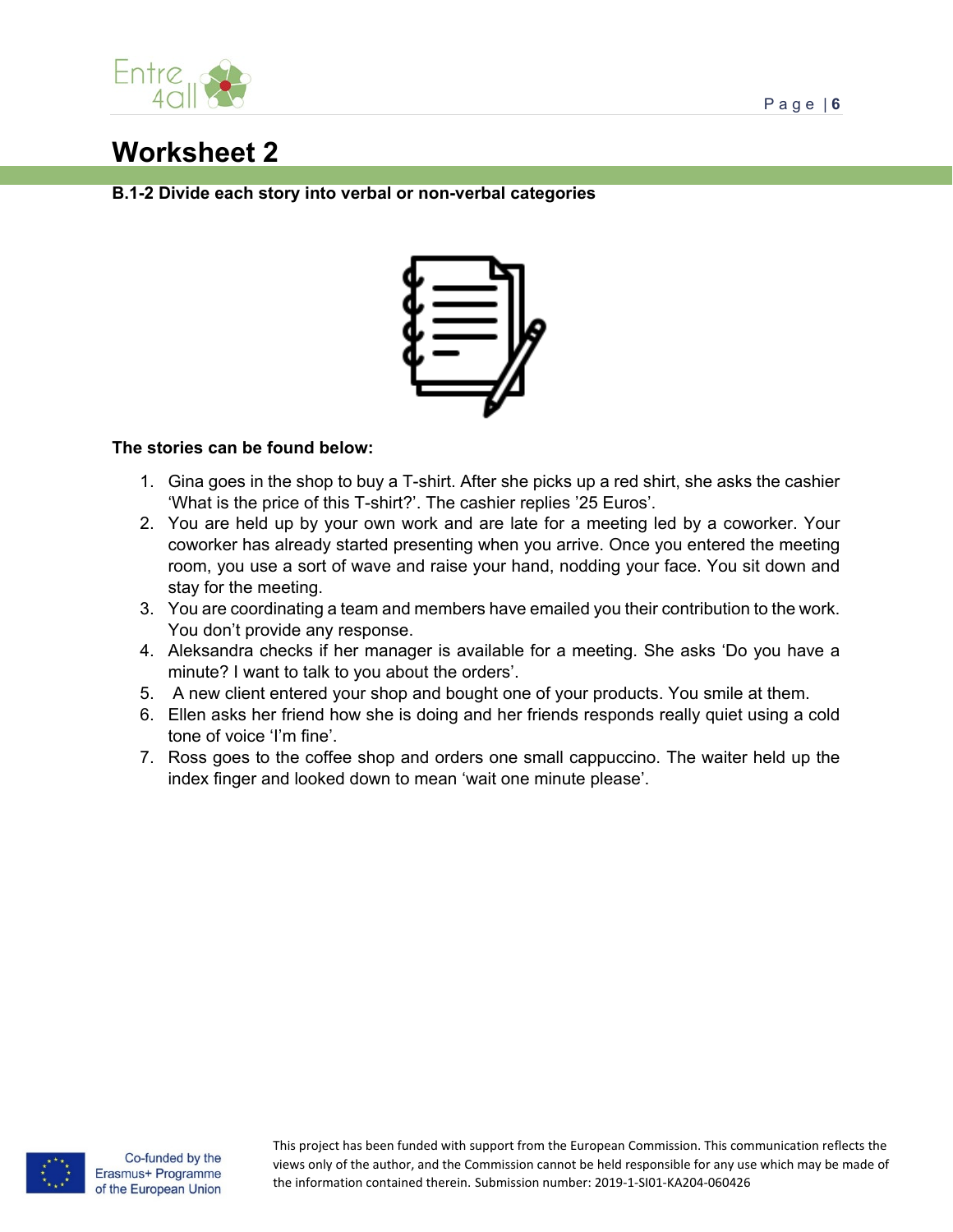# Worksheet 2

**B.1-2 Divide each story into verbal or non-verbal categories**

**The stories can be found below:**

1. Gina goes in the shop to buy a T-shirt. After she picks up a red shirt, she asks the cashier 'What is the price of this T-shirt?'. The cashier replies '25 Euros'.
2. You are held up by your own work and are late for a meeting led by a coworker. Your coworker has already started presenting when you arrive. Once you entered the meeting room, you use a sort of wave and raise your hand, nodding your face. You sit down and stay for the meeting.
3. You are coordinating a team and members have emailed you their contribution to the work. You don't provide any response.
4. Aleksandra checks if her manager is available for a meeting. She asks 'Do you have a minute? I want to talk to you about the orders'.
5. A new client entered your shop and bought one of your products. You smile at them.
6. Ellen asks her friend how she is doing and her friends responds really quiet using a cold tone of voice 'I'm fine'.
7. Ross goes to the coffee shop and orders one small cappuccino. The waiter held up the index finger and looked down to mean 'wait one minute please'.